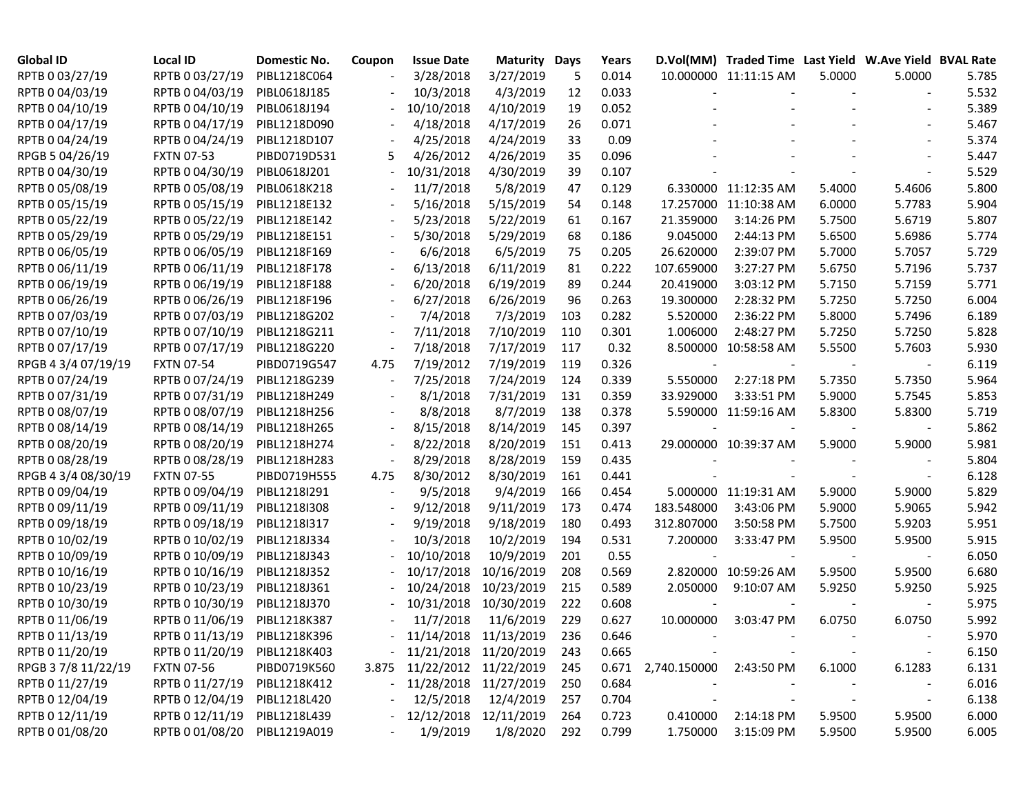| Global ID | Local ID | Domestic No. | Coupon | Issue Date | Maturity | Days | Years | D.Vol(MM) | Traded Time | Last Yield | W.Ave Yield | BVAL Rate |
|---|---|---|---|---|---|---|---|---|---|---|---|---|
| RPTB 0 03/27/19 | RPTB 0 03/27/19 | PIBL1218C064 | - | 3/28/2018 | 3/27/2019 | 5 | 0.014 | 10.000000 | 11:11:15 AM | 5.0000 | 5.0000 | 5.785 |
| RPTB 0 04/03/19 | RPTB 0 04/03/19 | PIBL0618J185 | - | 10/3/2018 | 4/3/2019 | 12 | 0.033 | - | - | - | - | 5.532 |
| RPTB 0 04/10/19 | RPTB 0 04/10/19 | PIBL0618J194 | - | 10/10/2018 | 4/10/2019 | 19 | 0.052 | - | - | - | - | 5.389 |
| RPTB 0 04/17/19 | RPTB 0 04/17/19 | PIBL1218D090 | - | 4/18/2018 | 4/17/2019 | 26 | 0.071 | - | - | - | - | 5.467 |
| RPTB 0 04/24/19 | RPTB 0 04/24/19 | PIBL1218D107 | - | 4/25/2018 | 4/24/2019 | 33 | 0.09 | - | - | - | - | 5.374 |
| RPGB 5 04/26/19 | FXTN 07-53 | PIBD0719D531 | 5 | 4/26/2012 | 4/26/2019 | 35 | 0.096 | - | - | - | - | 5.447 |
| RPTB 0 04/30/19 | RPTB 0 04/30/19 | PIBL0618J201 | - | 10/31/2018 | 4/30/2019 | 39 | 0.107 | - | - | - | - | 5.529 |
| RPTB 0 05/08/19 | RPTB 0 05/08/19 | PIBL0618K218 | - | 11/7/2018 | 5/8/2019 | 47 | 0.129 | 6.330000 | 11:12:35 AM | 5.4000 | 5.4606 | 5.800 |
| RPTB 0 05/15/19 | RPTB 0 05/15/19 | PIBL1218E132 | - | 5/16/2018 | 5/15/2019 | 54 | 0.148 | 17.257000 | 11:10:38 AM | 6.0000 | 5.7783 | 5.904 |
| RPTB 0 05/22/19 | RPTB 0 05/22/19 | PIBL1218E142 | - | 5/23/2018 | 5/22/2019 | 61 | 0.167 | 21.359000 | 3:14:26 PM | 5.7500 | 5.6719 | 5.807 |
| RPTB 0 05/29/19 | RPTB 0 05/29/19 | PIBL1218E151 | - | 5/30/2018 | 5/29/2019 | 68 | 0.186 | 9.045000 | 2:44:13 PM | 5.6500 | 5.6986 | 5.774 |
| RPTB 0 06/05/19 | RPTB 0 06/05/19 | PIBL1218F169 | - | 6/6/2018 | 6/5/2019 | 75 | 0.205 | 26.620000 | 2:39:07 PM | 5.7000 | 5.7057 | 5.729 |
| RPTB 0 06/11/19 | RPTB 0 06/11/19 | PIBL1218F178 | - | 6/13/2018 | 6/11/2019 | 81 | 0.222 | 107.659000 | 3:27:27 PM | 5.6750 | 5.7196 | 5.737 |
| RPTB 0 06/19/19 | RPTB 0 06/19/19 | PIBL1218F188 | - | 6/20/2018 | 6/19/2019 | 89 | 0.244 | 20.419000 | 3:03:12 PM | 5.7150 | 5.7159 | 5.771 |
| RPTB 0 06/26/19 | RPTB 0 06/26/19 | PIBL1218F196 | - | 6/27/2018 | 6/26/2019 | 96 | 0.263 | 19.300000 | 2:28:32 PM | 5.7250 | 5.7250 | 6.004 |
| RPTB 0 07/03/19 | RPTB 0 07/03/19 | PIBL1218G202 | - | 7/4/2018 | 7/3/2019 | 103 | 0.282 | 5.520000 | 2:36:22 PM | 5.8000 | 5.7496 | 6.189 |
| RPTB 0 07/10/19 | RPTB 0 07/10/19 | PIBL1218G211 | - | 7/11/2018 | 7/10/2019 | 110 | 0.301 | 1.006000 | 2:48:27 PM | 5.7250 | 5.7250 | 5.828 |
| RPTB 0 07/17/19 | RPTB 0 07/17/19 | PIBL1218G220 | - | 7/18/2018 | 7/17/2019 | 117 | 0.32 | 8.500000 | 10:58:58 AM | 5.5500 | 5.7603 | 5.930 |
| RPGB 4 3/4 07/19/19 | FXTN 07-54 | PIBD0719G547 | 4.75 | 7/19/2012 | 7/19/2019 | 119 | 0.326 | - | - | - | - | 6.119 |
| RPTB 0 07/24/19 | RPTB 0 07/24/19 | PIBL1218G239 | - | 7/25/2018 | 7/24/2019 | 124 | 0.339 | 5.550000 | 2:27:18 PM | 5.7350 | 5.7350 | 5.964 |
| RPTB 0 07/31/19 | RPTB 0 07/31/19 | PIBL1218H249 | - | 8/1/2018 | 7/31/2019 | 131 | 0.359 | 33.929000 | 3:33:51 PM | 5.9000 | 5.7545 | 5.853 |
| RPTB 0 08/07/19 | RPTB 0 08/07/19 | PIBL1218H256 | - | 8/8/2018 | 8/7/2019 | 138 | 0.378 | 5.590000 | 11:59:16 AM | 5.8300 | 5.8300 | 5.719 |
| RPTB 0 08/14/19 | RPTB 0 08/14/19 | PIBL1218H265 | - | 8/15/2018 | 8/14/2019 | 145 | 0.397 | - | - | - | - | 5.862 |
| RPTB 0 08/20/19 | RPTB 0 08/20/19 | PIBL1218H274 | - | 8/22/2018 | 8/20/2019 | 151 | 0.413 | 29.000000 | 10:39:37 AM | 5.9000 | 5.9000 | 5.981 |
| RPTB 0 08/28/19 | RPTB 0 08/28/19 | PIBL1218H283 | - | 8/29/2018 | 8/28/2019 | 159 | 0.435 | - | - | - | - | 5.804 |
| RPGB 4 3/4 08/30/19 | FXTN 07-55 | PIBD0719H555 | 4.75 | 8/30/2012 | 8/30/2019 | 161 | 0.441 | - | - | - | - | 6.128 |
| RPTB 0 09/04/19 | RPTB 0 09/04/19 | PIBL1218I291 | - | 9/5/2018 | 9/4/2019 | 166 | 0.454 | 5.000000 | 11:19:31 AM | 5.9000 | 5.9000 | 5.829 |
| RPTB 0 09/11/19 | RPTB 0 09/11/19 | PIBL1218I308 | - | 9/12/2018 | 9/11/2019 | 173 | 0.474 | 183.548000 | 3:43:06 PM | 5.9000 | 5.9065 | 5.942 |
| RPTB 0 09/18/19 | RPTB 0 09/18/19 | PIBL1218I317 | - | 9/19/2018 | 9/18/2019 | 180 | 0.493 | 312.807000 | 3:50:58 PM | 5.7500 | 5.9203 | 5.951 |
| RPTB 0 10/02/19 | RPTB 0 10/02/19 | PIBL1218J334 | - | 10/3/2018 | 10/2/2019 | 194 | 0.531 | 7.200000 | 3:33:47 PM | 5.9500 | 5.9500 | 5.915 |
| RPTB 0 10/09/19 | RPTB 0 10/09/19 | PIBL1218J343 | - | 10/10/2018 | 10/9/2019 | 201 | 0.55 | - | - | - | - | 6.050 |
| RPTB 0 10/16/19 | RPTB 0 10/16/19 | PIBL1218J352 | - | 10/17/2018 | 10/16/2019 | 208 | 0.569 | 2.820000 | 10:59:26 AM | 5.9500 | 5.9500 | 6.680 |
| RPTB 0 10/23/19 | RPTB 0 10/23/19 | PIBL1218J361 | - | 10/24/2018 | 10/23/2019 | 215 | 0.589 | 2.050000 | 9:10:07 AM | 5.9250 | 5.9250 | 5.925 |
| RPTB 0 10/30/19 | RPTB 0 10/30/19 | PIBL1218J370 | - | 10/31/2018 | 10/30/2019 | 222 | 0.608 | - | - | - | - | 5.975 |
| RPTB 0 11/06/19 | RPTB 0 11/06/19 | PIBL1218K387 | - | 11/7/2018 | 11/6/2019 | 229 | 0.627 | 10.000000 | 3:03:47 PM | 6.0750 | 6.0750 | 5.992 |
| RPTB 0 11/13/19 | RPTB 0 11/13/19 | PIBL1218K396 | - | 11/14/2018 | 11/13/2019 | 236 | 0.646 | - | - | - | - | 5.970 |
| RPTB 0 11/20/19 | RPTB 0 11/20/19 | PIBL1218K403 | - | 11/21/2018 | 11/20/2019 | 243 | 0.665 | - | - | - | - | 6.150 |
| RPGB 3 7/8 11/22/19 | FXTN 07-56 | PIBD0719K560 | 3.875 | 11/22/2012 | 11/22/2019 | 245 | 0.671 | 2,740.150000 | 2:43:50 PM | 6.1000 | 6.1283 | 6.131 |
| RPTB 0 11/27/19 | RPTB 0 11/27/19 | PIBL1218K412 | - | 11/28/2018 | 11/27/2019 | 250 | 0.684 | - | - | - | - | 6.016 |
| RPTB 0 12/04/19 | RPTB 0 12/04/19 | PIBL1218L420 | - | 12/5/2018 | 12/4/2019 | 257 | 0.704 | - | - | - | - | 6.138 |
| RPTB 0 12/11/19 | RPTB 0 12/11/19 | PIBL1218L439 | - | 12/12/2018 | 12/11/2019 | 264 | 0.723 | 0.410000 | 2:14:18 PM | 5.9500 | 5.9500 | 6.000 |
| RPTB 0 01/08/20 | RPTB 0 01/08/20 | PIBL1219A019 | - | 1/9/2019 | 1/8/2020 | 292 | 0.799 | 1.750000 | 3:15:09 PM | 5.9500 | 5.9500 | 6.005 |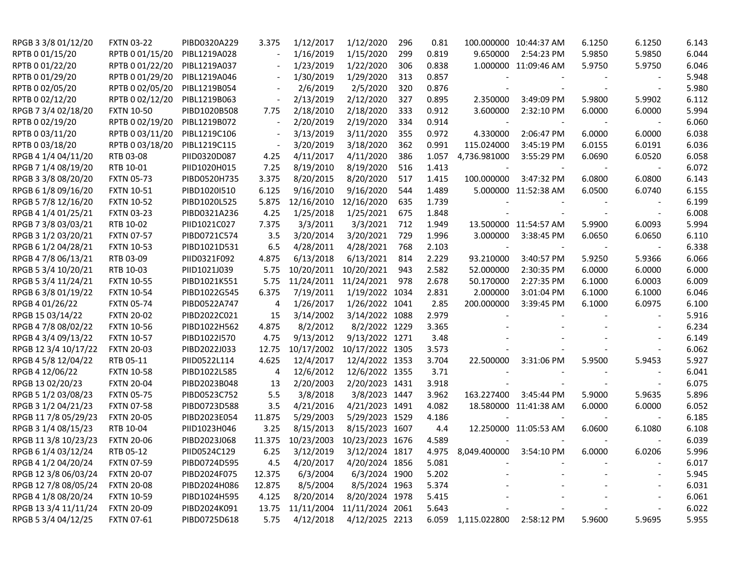| | | | | | | | | | | | | |
|---|---|---|---|---|---|---|---|---|---|---|---|---|
| RPGB 3 3/8 01/12/20 | FXTN 03-22 | PIBD0320A229 | 3.375 | 1/12/2017 | 1/12/2020 | 296 | 0.81 | 100.000000 | 10:44:37 AM | 6.1250 | 6.1250 | 6.143 |
| RPTB 0 01/15/20 | RPTB 0 01/15/20 | PIBL1219A028 | - | 1/16/2019 | 1/15/2020 | 299 | 0.819 | 9.650000 | 2:54:23 PM | 5.9850 | 5.9850 | 6.044 |
| RPTB 0 01/22/20 | RPTB 0 01/22/20 | PIBL1219A037 | - | 1/23/2019 | 1/22/2020 | 306 | 0.838 | 1.000000 | 11:09:46 AM | 5.9750 | 5.9750 | 6.046 |
| RPTB 0 01/29/20 | RPTB 0 01/29/20 | PIBL1219A046 | - | 1/30/2019 | 1/29/2020 | 313 | 0.857 | - | - | - | - | 5.948 |
| RPTB 0 02/05/20 | RPTB 0 02/05/20 | PIBL1219B054 | - | 2/6/2019 | 2/5/2020 | 320 | 0.876 | - | - | - | - | 5.980 |
| RPTB 0 02/12/20 | RPTB 0 02/12/20 | PIBL1219B063 | - | 2/13/2019 | 2/12/2020 | 327 | 0.895 | 2.350000 | 3:49:09 PM | 5.9800 | 5.9902 | 6.112 |
| RPGB 7 3/4 02/18/20 | FXTN 10-50 | PIBD1020B508 | 7.75 | 2/18/2010 | 2/18/2020 | 333 | 0.912 | 3.600000 | 2:32:10 PM | 6.0000 | 6.0000 | 5.994 |
| RPTB 0 02/19/20 | RPTB 0 02/19/20 | PIBL1219B072 | - | 2/20/2019 | 2/19/2020 | 334 | 0.914 | - | - | - | - | 6.060 |
| RPTB 0 03/11/20 | RPTB 0 03/11/20 | PIBL1219C106 | - | 3/13/2019 | 3/11/2020 | 355 | 0.972 | 4.330000 | 2:06:47 PM | 6.0000 | 6.0000 | 6.038 |
| RPTB 0 03/18/20 | RPTB 0 03/18/20 | PIBL1219C115 | - | 3/20/2019 | 3/18/2020 | 362 | 0.991 | 115.024000 | 3:45:19 PM | 6.0155 | 6.0191 | 6.036 |
| RPGB 4 1/4 04/11/20 | RTB 03-08 | PIID0320D087 | 4.25 | 4/11/2017 | 4/11/2020 | 386 | 1.057 | 4,736.981000 | 3:55:29 PM | 6.0690 | 6.0520 | 6.058 |
| RPGB 7 1/4 08/19/20 | RTB 10-01 | PIID1020H015 | 7.25 | 8/19/2010 | 8/19/2020 | 516 | 1.413 | - | - | - | - | 6.072 |
| RPGB 3 3/8 08/20/20 | FXTN 05-73 | PIBD0520H735 | 3.375 | 8/20/2015 | 8/20/2020 | 517 | 1.415 | 100.000000 | 3:47:32 PM | 6.0800 | 6.0800 | 6.143 |
| RPGB 6 1/8 09/16/20 | FXTN 10-51 | PIBD1020I510 | 6.125 | 9/16/2010 | 9/16/2020 | 544 | 1.489 | 5.000000 | 11:52:38 AM | 6.0500 | 6.0740 | 6.155 |
| RPGB 5 7/8 12/16/20 | FXTN 10-52 | PIBD1020L525 | 5.875 | 12/16/2010 | 12/16/2020 | 635 | 1.739 | - | - | - | - | 6.199 |
| RPGB 4 1/4 01/25/21 | FXTN 03-23 | PIBD0321A236 | 4.25 | 1/25/2018 | 1/25/2021 | 675 | 1.848 | - | - | - | - | 6.008 |
| RPGB 7 3/8 03/03/21 | RTB 10-02 | PIID1021C027 | 7.375 | 3/3/2011 | 3/3/2021 | 712 | 1.949 | 13.500000 | 11:54:57 AM | 5.9900 | 6.0093 | 5.994 |
| RPGB 3 1/2 03/20/21 | FXTN 07-57 | PIBD0721C574 | 3.5 | 3/20/2014 | 3/20/2021 | 729 | 1.996 | 3.000000 | 3:38:45 PM | 6.0650 | 6.0650 | 6.110 |
| RPGB 6 1/2 04/28/21 | FXTN 10-53 | PIBD1021D531 | 6.5 | 4/28/2011 | 4/28/2021 | 768 | 2.103 | - | - | - | - | 6.338 |
| RPGB 4 7/8 06/13/21 | RTB 03-09 | PIID0321F092 | 4.875 | 6/13/2018 | 6/13/2021 | 814 | 2.229 | 93.210000 | 3:40:57 PM | 5.9250 | 5.9366 | 6.066 |
| RPGB 5 3/4 10/20/21 | RTB 10-03 | PIID1021J039 | 5.75 | 10/20/2011 | 10/20/2021 | 943 | 2.582 | 52.000000 | 2:30:35 PM | 6.0000 | 6.0000 | 6.000 |
| RPGB 5 3/4 11/24/21 | FXTN 10-55 | PIBD1021K551 | 5.75 | 11/24/2011 | 11/24/2021 | 978 | 2.678 | 50.170000 | 2:27:35 PM | 6.1000 | 6.0003 | 6.009 |
| RPGB 6 3/8 01/19/22 | FXTN 10-54 | PIBD1022G545 | 6.375 | 7/19/2011 | 1/19/2022 | 1034 | 2.831 | 2.000000 | 3:01:04 PM | 6.1000 | 6.1000 | 6.046 |
| RPGB 4 01/26/22 | FXTN 05-74 | PIBD0522A747 | 4 | 1/26/2017 | 1/26/2022 | 1041 | 2.85 | 200.000000 | 3:39:45 PM | 6.1000 | 6.0975 | 6.100 |
| RPGB 15 03/14/22 | FXTN 20-02 | PIBD2022C021 | 15 | 3/14/2002 | 3/14/2022 | 1088 | 2.979 | - | - | - | - | 5.916 |
| RPGB 4 7/8 08/02/22 | FXTN 10-56 | PIBD1022H562 | 4.875 | 8/2/2012 | 8/2/2022 | 1229 | 3.365 | - | - | - | - | 6.234 |
| RPGB 4 3/4 09/13/22 | FXTN 10-57 | PIBD1022I570 | 4.75 | 9/13/2012 | 9/13/2022 | 1271 | 3.48 | - | - | - | - | 6.149 |
| RPGB 12 3/4 10/17/22 | FXTN 20-03 | PIBD2022J033 | 12.75 | 10/17/2002 | 10/17/2022 | 1305 | 3.573 | - | - | - | - | 6.062 |
| RPGB 4 5/8 12/04/22 | RTB 05-11 | PIID0522L114 | 4.625 | 12/4/2017 | 12/4/2022 | 1353 | 3.704 | 22.500000 | 3:31:06 PM | 5.9500 | 5.9453 | 5.927 |
| RPGB 4 12/06/22 | FXTN 10-58 | PIBD1022L585 | 4 | 12/6/2012 | 12/6/2022 | 1355 | 3.71 | - | - | - | - | 6.041 |
| RPGB 13 02/20/23 | FXTN 20-04 | PIBD2023B048 | 13 | 2/20/2003 | 2/20/2023 | 1431 | 3.918 | - | - | - | - | 6.075 |
| RPGB 5 1/2 03/08/23 | FXTN 05-75 | PIBD0523C752 | 5.5 | 3/8/2018 | 3/8/2023 | 1447 | 3.962 | 163.227400 | 3:45:44 PM | 5.9000 | 5.9635 | 5.896 |
| RPGB 3 1/2 04/21/23 | FXTN 07-58 | PIBD0723D588 | 3.5 | 4/21/2016 | 4/21/2023 | 1491 | 4.082 | 18.580000 | 11:41:38 AM | 6.0000 | 6.0000 | 6.052 |
| RPGB 11 7/8 05/29/23 | FXTN 20-05 | PIBD2023E054 | 11.875 | 5/29/2003 | 5/29/2023 | 1529 | 4.186 | - | - | - | - | 6.185 |
| RPGB 3 1/4 08/15/23 | RTB 10-04 | PIID1023H046 | 3.25 | 8/15/2013 | 8/15/2023 | 1607 | 4.4 | 12.250000 | 11:05:53 AM | 6.0600 | 6.1080 | 6.108 |
| RPGB 11 3/8 10/23/23 | FXTN 20-06 | PIBD2023J068 | 11.375 | 10/23/2003 | 10/23/2023 | 1676 | 4.589 | - | - | - | - | 6.039 |
| RPGB 6 1/4 03/12/24 | RTB 05-12 | PIID0524C129 | 6.25 | 3/12/2019 | 3/12/2024 | 1817 | 4.975 | 8,049.400000 | 3:54:10 PM | 6.0000 | 6.0206 | 5.996 |
| RPGB 4 1/2 04/20/24 | FXTN 07-59 | PIBD0724D595 | 4.5 | 4/20/2017 | 4/20/2024 | 1856 | 5.081 | - | - | - | - | 6.017 |
| RPGB 12 3/8 06/03/24 | FXTN 20-07 | PIBD2024F075 | 12.375 | 6/3/2004 | 6/3/2024 | 1900 | 5.202 | - | - | - | - | 5.945 |
| RPGB 12 7/8 08/05/24 | FXTN 20-08 | PIBD2024H086 | 12.875 | 8/5/2004 | 8/5/2024 | 1963 | 5.374 | - | - | - | - | 6.031 |
| RPGB 4 1/8 08/20/24 | FXTN 10-59 | PIBD1024H595 | 4.125 | 8/20/2014 | 8/20/2024 | 1978 | 5.415 | - | - | - | - | 6.061 |
| RPGB 13 3/4 11/11/24 | FXTN 20-09 | PIBD2024K091 | 13.75 | 11/11/2004 | 11/11/2024 | 2061 | 5.643 | - | - | - | - | 6.022 |
| RPGB 5 3/4 04/12/25 | FXTN 07-61 | PIBD0725D618 | 5.75 | 4/12/2018 | 4/12/2025 | 2213 | 6.059 | 1,115.022800 | 2:58:12 PM | 5.9600 | 5.9695 | 5.955 |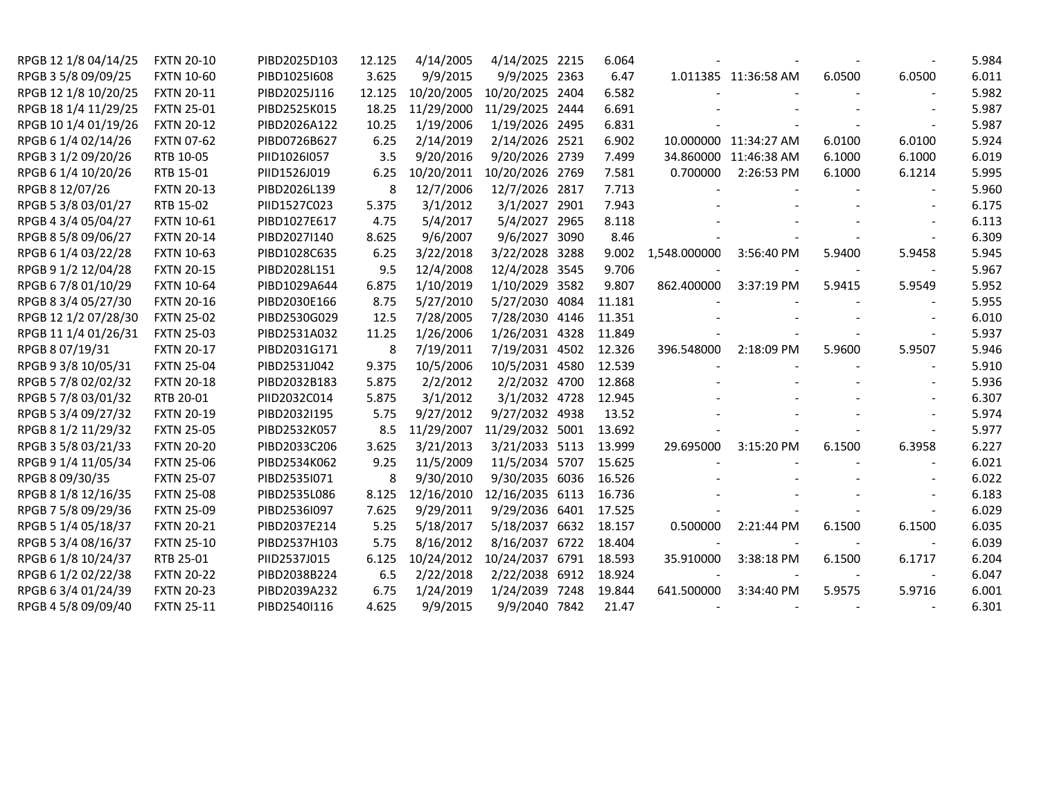| | | | | | | | | | | | | |
|---|---|---|---|---|---|---|---|---|---|---|---|---|
| RPGB 12 1/8 04/14/25 | FXTN 20-10 | PIBD2025D103 | 12.125 | 4/14/2005 | 4/14/2025 | 2215 | 6.064 | - | - | - | - | 5.984 |
| RPGB 3 5/8 09/09/25 | FXTN 10-60 | PIBD1025I608 | 3.625 | 9/9/2015 | 9/9/2025 | 2363 | 6.47 | 1.011385 | 11:36:58 AM | 6.0500 | 6.0500 | 6.011 |
| RPGB 12 1/8 10/20/25 | FXTN 20-11 | PIBD2025J116 | 12.125 | 10/20/2005 | 10/20/2025 | 2404 | 6.582 | - | - | - | - | 5.982 |
| RPGB 18 1/4 11/29/25 | FXTN 25-01 | PIBD2525K015 | 18.25 | 11/29/2000 | 11/29/2025 | 2444 | 6.691 | - | - | - | - | 5.987 |
| RPGB 10 1/4 01/19/26 | FXTN 20-12 | PIBD2026A122 | 10.25 | 1/19/2006 | 1/19/2026 | 2495 | 6.831 | - | - | - | - | 5.987 |
| RPGB 6 1/4 02/14/26 | FXTN 07-62 | PIBD0726B627 | 6.25 | 2/14/2019 | 2/14/2026 | 2521 | 6.902 | 10.000000 | 11:34:27 AM | 6.0100 | 6.0100 | 5.924 |
| RPGB 3 1/2 09/20/26 | RTB 10-05 | PIID1026I057 | 3.5 | 9/20/2016 | 9/20/2026 | 2739 | 7.499 | 34.860000 | 11:46:38 AM | 6.1000 | 6.1000 | 6.019 |
| RPGB 6 1/4 10/20/26 | RTB 15-01 | PIID1526J019 | 6.25 | 10/20/2011 | 10/20/2026 | 2769 | 7.581 | 0.700000 | 2:26:53 PM | 6.1000 | 6.1214 | 5.995 |
| RPGB 8 12/07/26 | FXTN 20-13 | PIBD2026L139 | 8 | 12/7/2006 | 12/7/2026 | 2817 | 7.713 | - | - | - | - | 5.960 |
| RPGB 5 3/8 03/01/27 | RTB 15-02 | PIID1527C023 | 5.375 | 3/1/2012 | 3/1/2027 | 2901 | 7.943 | - | - | - | - | 6.175 |
| RPGB 4 3/4 05/04/27 | FXTN 10-61 | PIBD1027E617 | 4.75 | 5/4/2017 | 5/4/2027 | 2965 | 8.118 | - | - | - | - | 6.113 |
| RPGB 8 5/8 09/06/27 | FXTN 20-14 | PIBD2027I140 | 8.625 | 9/6/2007 | 9/6/2027 | 3090 | 8.46 | - | - | - | - | 6.309 |
| RPGB 6 1/4 03/22/28 | FXTN 10-63 | PIBD1028C635 | 6.25 | 3/22/2018 | 3/22/2028 | 3288 | 9.002 | 1,548.000000 | 3:56:40 PM | 5.9400 | 5.9458 | 5.945 |
| RPGB 9 1/2 12/04/28 | FXTN 20-15 | PIBD2028L151 | 9.5 | 12/4/2008 | 12/4/2028 | 3545 | 9.706 | - | - | - | - | 5.967 |
| RPGB 6 7/8 01/10/29 | FXTN 10-64 | PIBD1029A644 | 6.875 | 1/10/2019 | 1/10/2029 | 3582 | 9.807 | 862.400000 | 3:37:19 PM | 5.9415 | 5.9549 | 5.952 |
| RPGB 8 3/4 05/27/30 | FXTN 20-16 | PIBD2030E166 | 8.75 | 5/27/2010 | 5/27/2030 | 4084 | 11.181 | - | - | - | - | 5.955 |
| RPGB 12 1/2 07/28/30 | FXTN 25-02 | PIBD2530G029 | 12.5 | 7/28/2005 | 7/28/2030 | 4146 | 11.351 | - | - | - | - | 6.010 |
| RPGB 11 1/4 01/26/31 | FXTN 25-03 | PIBD2531A032 | 11.25 | 1/26/2006 | 1/26/2031 | 4328 | 11.849 | - | - | - | - | 5.937 |
| RPGB 8 07/19/31 | FXTN 20-17 | PIBD2031G171 | 8 | 7/19/2011 | 7/19/2031 | 4502 | 12.326 | 396.548000 | 2:18:09 PM | 5.9600 | 5.9507 | 5.946 |
| RPGB 9 3/8 10/05/31 | FXTN 25-04 | PIBD2531J042 | 9.375 | 10/5/2006 | 10/5/2031 | 4580 | 12.539 | - | - | - | - | 5.910 |
| RPGB 5 7/8 02/02/32 | FXTN 20-18 | PIBD2032B183 | 5.875 | 2/2/2012 | 2/2/2032 | 4700 | 12.868 | - | - | - | - | 5.936 |
| RPGB 5 7/8 03/01/32 | RTB 20-01 | PIID2032C014 | 5.875 | 3/1/2012 | 3/1/2032 | 4728 | 12.945 | - | - | - | - | 6.307 |
| RPGB 5 3/4 09/27/32 | FXTN 20-19 | PIBD2032I195 | 5.75 | 9/27/2012 | 9/27/2032 | 4938 | 13.52 | - | - | - | - | 5.974 |
| RPGB 8 1/2 11/29/32 | FXTN 25-05 | PIBD2532K057 | 8.5 | 11/29/2007 | 11/29/2032 | 5001 | 13.692 | - | - | - | - | 5.977 |
| RPGB 3 5/8 03/21/33 | FXTN 20-20 | PIBD2033C206 | 3.625 | 3/21/2013 | 3/21/2033 | 5113 | 13.999 | 29.695000 | 3:15:20 PM | 6.1500 | 6.3958 | 6.227 |
| RPGB 9 1/4 11/05/34 | FXTN 25-06 | PIBD2534K062 | 9.25 | 11/5/2009 | 11/5/2034 | 5707 | 15.625 | - | - | - | - | 6.021 |
| RPGB 8 09/30/35 | FXTN 25-07 | PIBD2535I071 | 8 | 9/30/2010 | 9/30/2035 | 6036 | 16.526 | - | - | - | - | 6.022 |
| RPGB 8 1/8 12/16/35 | FXTN 25-08 | PIBD2535L086 | 8.125 | 12/16/2010 | 12/16/2035 | 6113 | 16.736 | - | - | - | - | 6.183 |
| RPGB 7 5/8 09/29/36 | FXTN 25-09 | PIBD2536I097 | 7.625 | 9/29/2011 | 9/29/2036 | 6401 | 17.525 | - | - | - | - | 6.029 |
| RPGB 5 1/4 05/18/37 | FXTN 20-21 | PIBD2037E214 | 5.25 | 5/18/2017 | 5/18/2037 | 6632 | 18.157 | 0.500000 | 2:21:44 PM | 6.1500 | 6.1500 | 6.035 |
| RPGB 5 3/4 08/16/37 | FXTN 25-10 | PIBD2537H103 | 5.75 | 8/16/2012 | 8/16/2037 | 6722 | 18.404 | - | - | - | - | 6.039 |
| RPGB 6 1/8 10/24/37 | RTB 25-01 | PIID2537J015 | 6.125 | 10/24/2012 | 10/24/2037 | 6791 | 18.593 | 35.910000 | 3:38:18 PM | 6.1500 | 6.1717 | 6.204 |
| RPGB 6 1/2 02/22/38 | FXTN 20-22 | PIBD2038B224 | 6.5 | 2/22/2018 | 2/22/2038 | 6912 | 18.924 | - | - | - | - | 6.047 |
| RPGB 6 3/4 01/24/39 | FXTN 20-23 | PIBD2039A232 | 6.75 | 1/24/2019 | 1/24/2039 | 7248 | 19.844 | 641.500000 | 3:34:40 PM | 5.9575 | 5.9716 | 6.001 |
| RPGB 4 5/8 09/09/40 | FXTN 25-11 | PIBD2540I116 | 4.625 | 9/9/2015 | 9/9/2040 | 7842 | 21.47 | - | - | - | - | 6.301 |